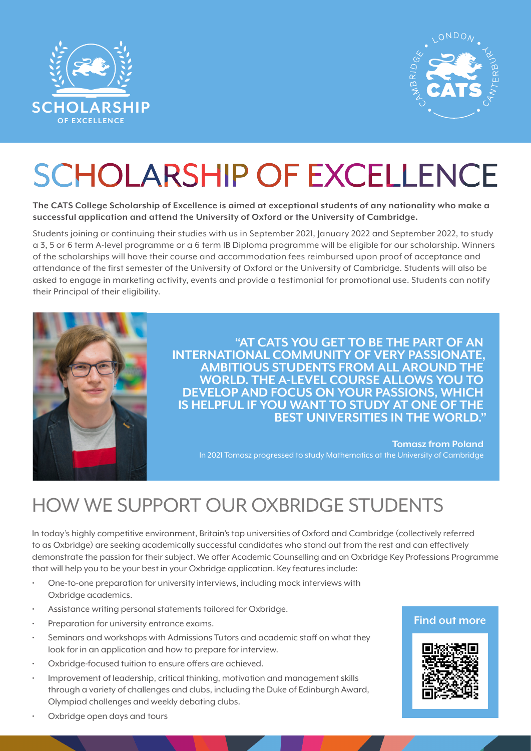# SCHOLARSHIP OF EXCELLENCE

**The CATS College Scholarship of Excellence is aimed at exceptional students of any nationality who make a successful application and attend the University of Oxford or the University of Cambridge.**

Students joining or continuing their studies with us in September 2021, January 2022 and September 2022, to study a 3, 5 or 6 term A-level programme or a 6 term IB Diploma programme will be eligible for our scholarship. Winners of the scholarships will have their course and accommodation fees reimbursed upon proof of acceptance and attendance of the first semester of the University of Oxford or the University of Cambridge. Students will also be asked to engage in marketing activity, events and provide a testimonial for promotional use. Students can notify their Principal of their eligibility.

**"AT CATS YOU GET TO BE THE PART OF AN INTERNATIONAL COMMUNITY OF VERY PASSIONATE, AMBITIOUS STUDENTS FROM ALL AROUND THE WORLD. THE A-LEVEL COURSE ALLOWS YOU TO DEVELOP AND FOCUS ON YOUR PASSIONS, WHICH IS HELPFUL IF YOU WANT TO STUDY AT ONE OF THE BEST UNIVERSITIES IN THE WORLD."**

**Tomasz from Poland**

In 2021 Tomasz progressed to study Mathematics at the University of Cambridge

## HOW WE SUPPORT OUR OXBRIDGE STUDENTS

In today's highly competitive environment, Britain's top universities of Oxford and Cambridge (collectively referred to as Oxbridge) are seeking academically successful candidates who stand out from the rest and can effectively demonstrate the passion for their subject. We offer Academic Counselling and an Oxbridge Key Professions Programme that will help you to be your best in your Oxbridge application. Key features include:

- One-to-one preparation for university interviews, including mock interviews with Oxbridge academics.
- Assistance writing personal statements tailored for Oxbridge.
- Preparation for university entrance exams.
- Seminars and workshops with Admissions Tutors and academic staff on what they look for in an application and how to prepare for interview.
- Oxbridge-focused tuition to ensure offers are achieved.
- Improvement of leadership, critical thinking, motivation and management skills through a variety of challenges and clubs, including the Duke of Edinburgh Award, Olympiad challenges and weekly debating clubs.
- Oxbridge open days and tours

**Find out more**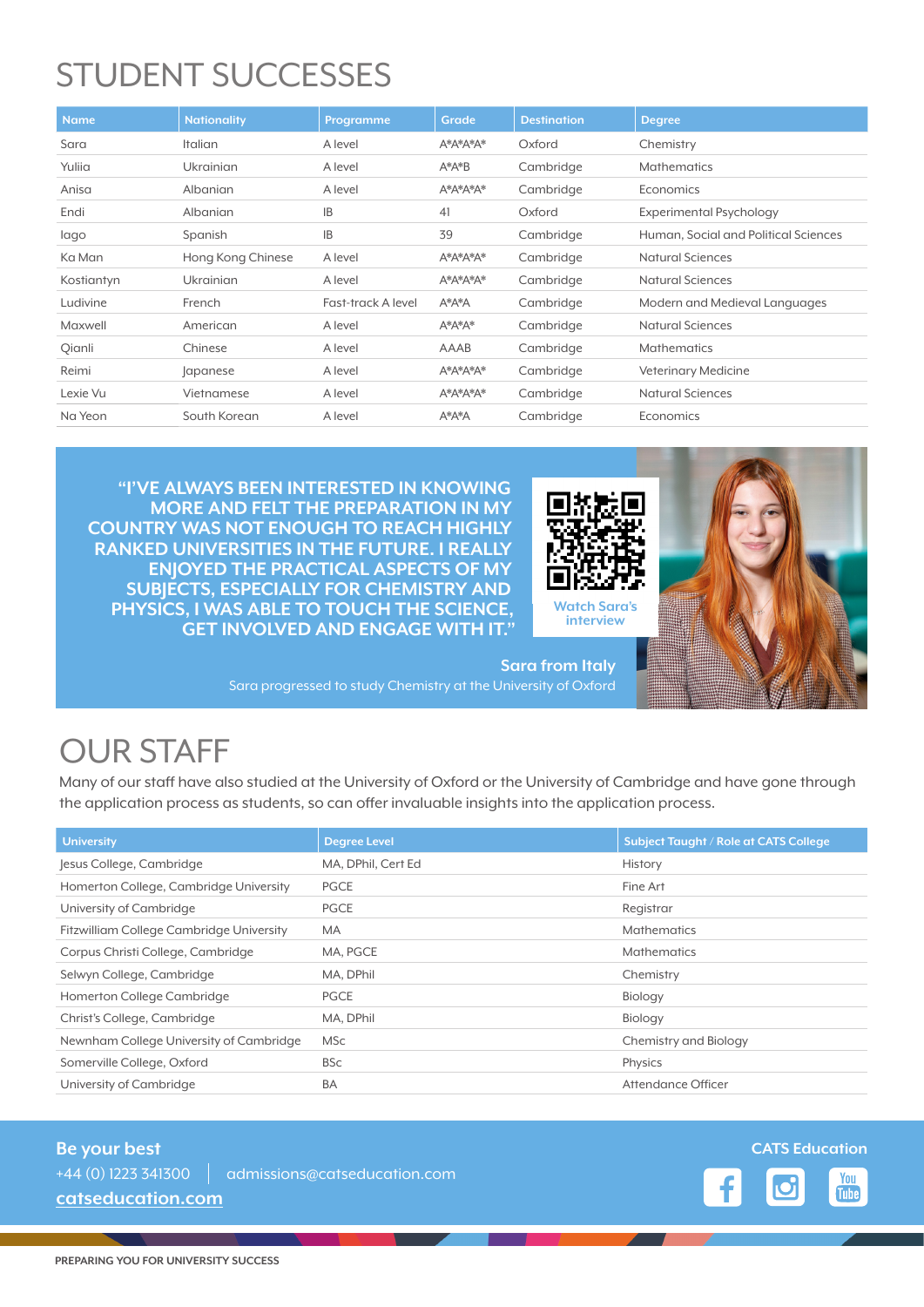# STUDENT SUCCESSES

| Name | Nationality | Programme | Grade | Destination | Degree |
|---|---|---|---|---|---|
| Sara | Italian | A level | A*A*A*A* | Oxford | Chemistry |
| Yuliia | Ukrainian | A level | A*A*B | Cambridge | Mathematics |
| Anisa | Albanian | A level | A*A*A*A* | Cambridge | Economics |
| Endi | Albanian | IB | 41 | Oxford | Experimental Psychology |
| Iago | Spanish | IB | 39 | Cambridge | Human, Social and Political Sciences |
| Ka Man | Hong Kong Chinese | A level | A*A*A*A* | Cambridge | Natural Sciences |
| Kostiantyn | Ukrainian | A level | A*A*A*A* | Cambridge | Natural Sciences |
| Ludivine | French | Fast-track A level | A*A*A | Cambridge | Modern and Medieval Languages |
| Maxwell | American | A level | A*A*A* | Cambridge | Natural Sciences |
| Qianli | Chinese | A level | AAAB | Cambridge | Mathematics |
| Reimi | Japanese | A level | A*A*A*A* | Cambridge | Veterinary Medicine |
| Lexie Vu | Vietnamese | A level | A*A*A*A* | Cambridge | Natural Sciences |
| Na Yeon | South Korean | A level | A*A*A | Cambridge | Economics |

**"I'VE ALWAYS BEEN INTERESTED IN KNOWING MORE AND FELT THE PREPARATION IN MY COUNTRY WAS NOT ENOUGH TO REACH HIGHLY RANKED UNIVERSITIES IN THE FUTURE. I REALLY ENJOYED THE PRACTICAL ASPECTS OF MY SUBJECTS, ESPECIALLY FOR CHEMISTRY AND PHYSICS, I WAS ABLE TO TOUCH THE SCIENCE, GET INVOLVED AND ENGAGE WITH IT."**

Watch Sara's interview

**Sara from Italy**

Sara progressed to study Chemistry at the University of Oxford

# OUR STAFF

Many of our staff have also studied at the University of Oxford or the University of Cambridge and have gone through the application process as students, so can offer invaluable insights into the application process.

| University | Degree Level | Subject Taught / Role at CATS College |
|---|---|---|
| Jesus College, Cambridge | MA, DPhil, Cert Ed | History |
| Homerton College, Cambridge University | PGCE | Fine Art |
| University of Cambridge | PGCE | Registrar |
| Fitzwilliam College Cambridge University | MA | Mathematics |
| Corpus Christi College, Cambridge | MA, PGCE | Mathematics |
| Selwyn College, Cambridge | MA, DPhil | Chemistry |
| Homerton College Cambridge | PGCE | Biology |
| Christ's College, Cambridge | MA, DPhil | Biology |
| Newnham College University of Cambridge | MSc | Chemistry and Biology |
| Somerville College, Oxford | BSc | Physics |
| University of Cambridge | BA | Attendance Officer |

**Be your best**

+44 (0) 1223 341300 | admissions@catseducation.com

catseducation.com

**CATS Education**

PREPARING YOU FOR UNIVERSITY SUCCESS